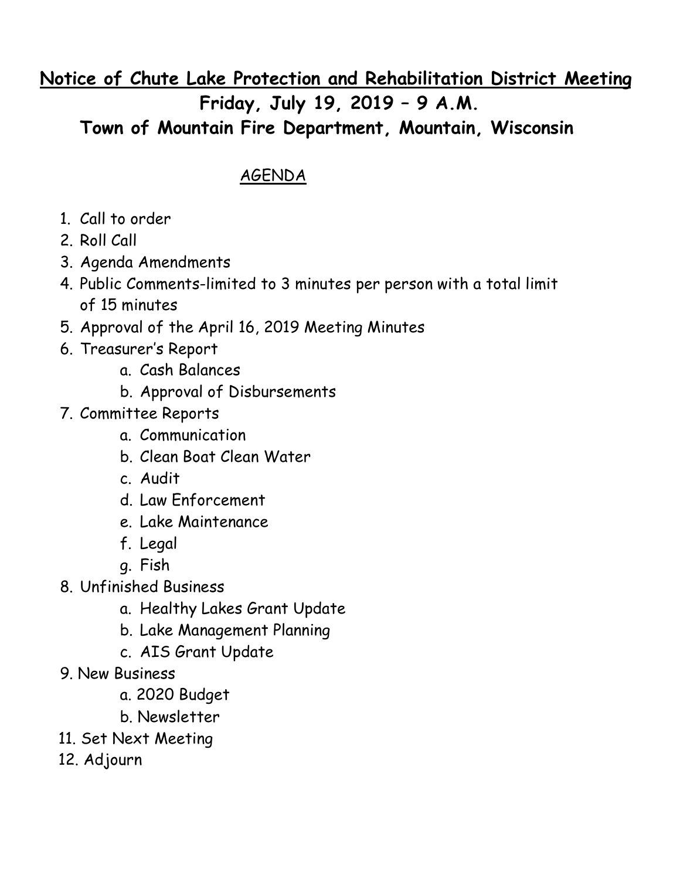# Notice of Chute Lake Protection and Rehabilitation District Meeting

## Friday, July 19, 2019 – 9 A.M.

## Town of Mountain Fire Department, Mountain, Wisconsin

AGENDA

1. Call to order
2. Roll Call
3. Agenda Amendments
4. Public Comments-limited to 3 minutes per person with a total limit of 15 minutes
5. Approval of the April 16, 2019 Meeting Minutes
6. Treasurer's Report
   a. Cash Balances
   b. Approval of Disbursements
7. Committee Reports
   a. Communication
   b. Clean Boat Clean Water
   c. Audit
   d. Law Enforcement
   e. Lake Maintenance
   f. Legal
   g. Fish
8. Unfinished Business
   a. Healthy Lakes Grant Update
   b. Lake Management Planning
   c. AIS Grant Update
9. New Business
   a. 2020 Budget
   b. Newsletter

11\. Set Next Meeting

12\. Adjourn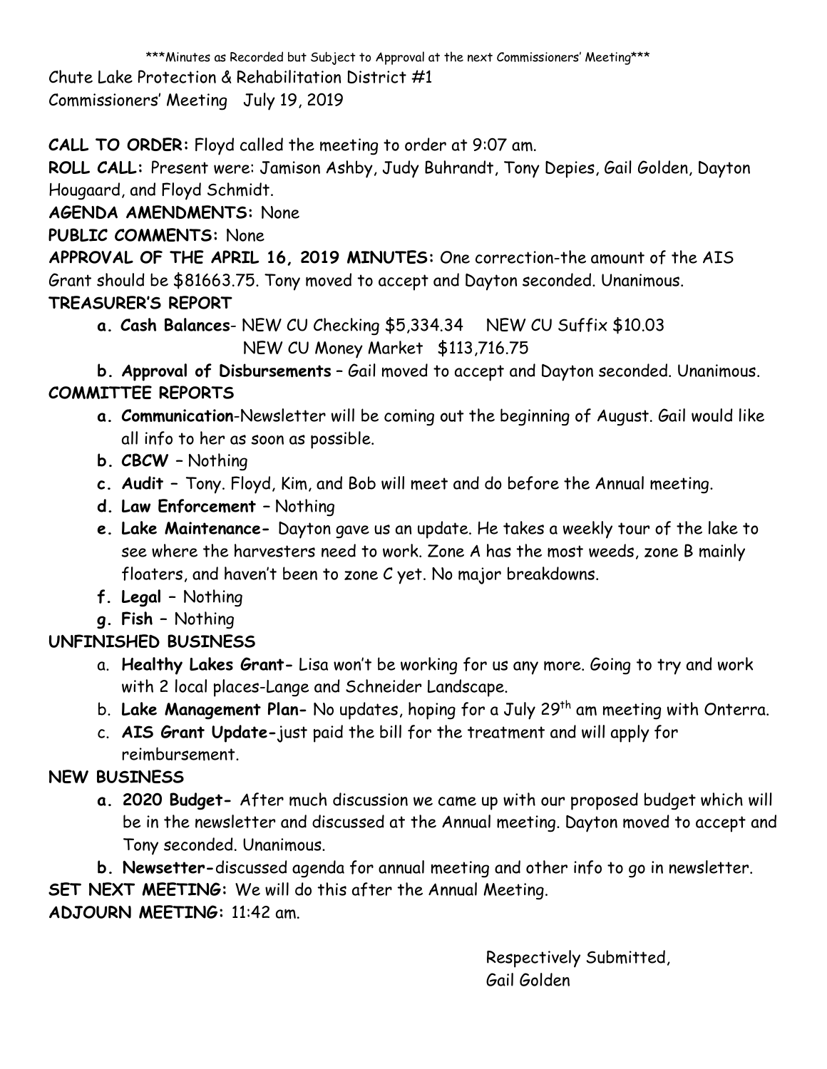\*\*\*Minutes as Recorded but Subject to Approval at the next Commissioners' Meeting\*\*\*

Chute Lake Protection & Rehabilitation District #1

Commissioners' Meeting July 19, 2019

**CALL TO ORDER:** Floyd called the meeting to order at 9:07 am.

**ROLL CALL:** Present were: Jamison Ashby, Judy Buhrandt, Tony Depies, Gail Golden, Dayton Hougaard, and Floyd Schmidt.

**AGENDA AMENDMENTS:** None

**PUBLIC COMMENTS:** None

**APPROVAL OF THE APRIL 16, 2019 MINUTES:** One correction-the amount of the AIS Grant should be $81663.75. Tony moved to accept and Dayton seconded. Unanimous.

**TREASURER'S REPORT**

a. **Cash Balances**- NEW CU Checking $5,334.34 NEW CU Suffix $10.03
NEW CU Money Market $113,716.75

b. **Approval of Disbursements** – Gail moved to accept and Dayton seconded. Unanimous.

**COMMITTEE REPORTS**

a. **Communication**-Newsletter will be coming out the beginning of August. Gail would like all info to her as soon as possible.
b. **CBCW** – Nothing
c. **Audit** – Tony. Floyd, Kim, and Bob will meet and do before the Annual meeting.
d. **Law Enforcement** – Nothing
e. **Lake Maintenance-** Dayton gave us an update. He takes a weekly tour of the lake to see where the harvesters need to work. Zone A has the most weeds, zone B mainly floaters, and haven't been to zone C yet. No major breakdowns.
f. **Legal** – Nothing
g. **Fish** – Nothing

**UNFINISHED BUSINESS**

a. **Healthy Lakes Grant-** Lisa won't be working for us any more. Going to try and work with 2 local places-Lange and Schneider Landscape.
b. **Lake Management Plan-** No updates, hoping for a July 29th am meeting with Onterra.
c. **AIS Grant Update-**just paid the bill for the treatment and will apply for reimbursement.

**NEW BUSINESS**

a. **2020 Budget-** After much discussion we came up with our proposed budget which will be in the newsletter and discussed at the Annual meeting. Dayton moved to accept and Tony seconded. Unanimous.
b. **Newsetter-**discussed agenda for annual meeting and other info to go in newsletter.

**SET NEXT MEETING:** We will do this after the Annual Meeting.

**ADJOURN MEETING:** 11:42 am.

Respectively Submitted,
Gail Golden